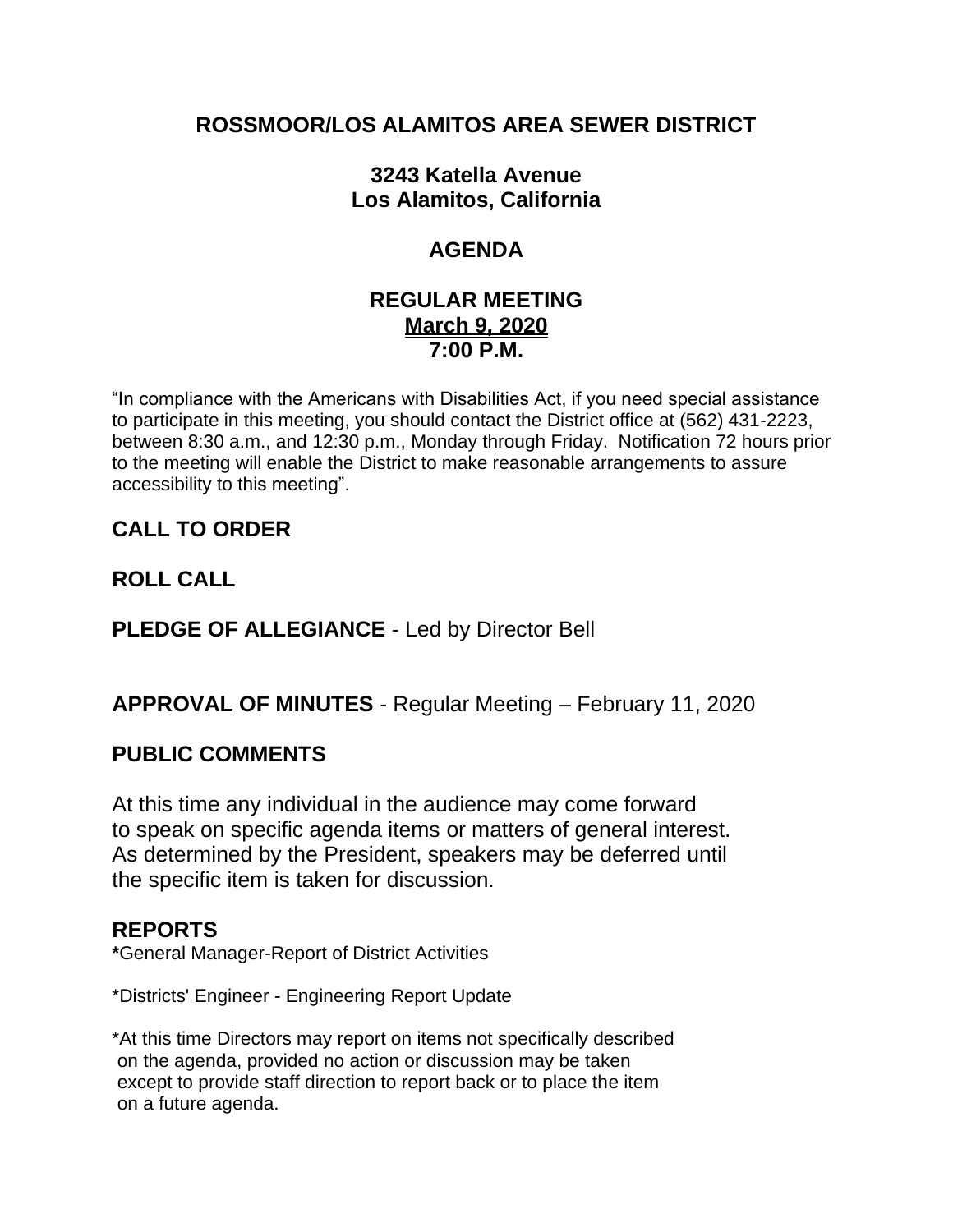# ROSSMOOR/LOS ALAMITOS AREA SEWER DISTRICT

## 3243 Katella Avenue
## Los Alamitos, California

## AGENDA

## REGULAR MEETING
## March 9, 2020
## 7:00 P.M.

"In compliance with the Americans with Disabilities Act, if you need special assistance to participate in this meeting, you should contact the District office at (562) 431-2223, between 8:30 a.m., and 12:30 p.m., Monday through Friday. Notification 72 hours prior to the meeting will enable the District to make reasonable arrangements to assure accessibility to this meeting".

## CALL TO ORDER

## ROLL CALL

**PLEDGE OF ALLEGIANCE** - Led by Director Bell

**APPROVAL OF MINUTES** - Regular Meeting – February 11, 2020

## PUBLIC COMMENTS

At this time any individual in the audience may come forward to speak on specific agenda items or matters of general interest. As determined by the President, speakers may be deferred until the specific item is taken for discussion.

## REPORTS

**\***General Manager-Report of District Activities

*Districts' Engineer - Engineering Report Update

*At this time Directors may report on items not specifically described on the agenda, provided no action or discussion may be taken except to provide staff direction to report back or to place the item on a future agenda.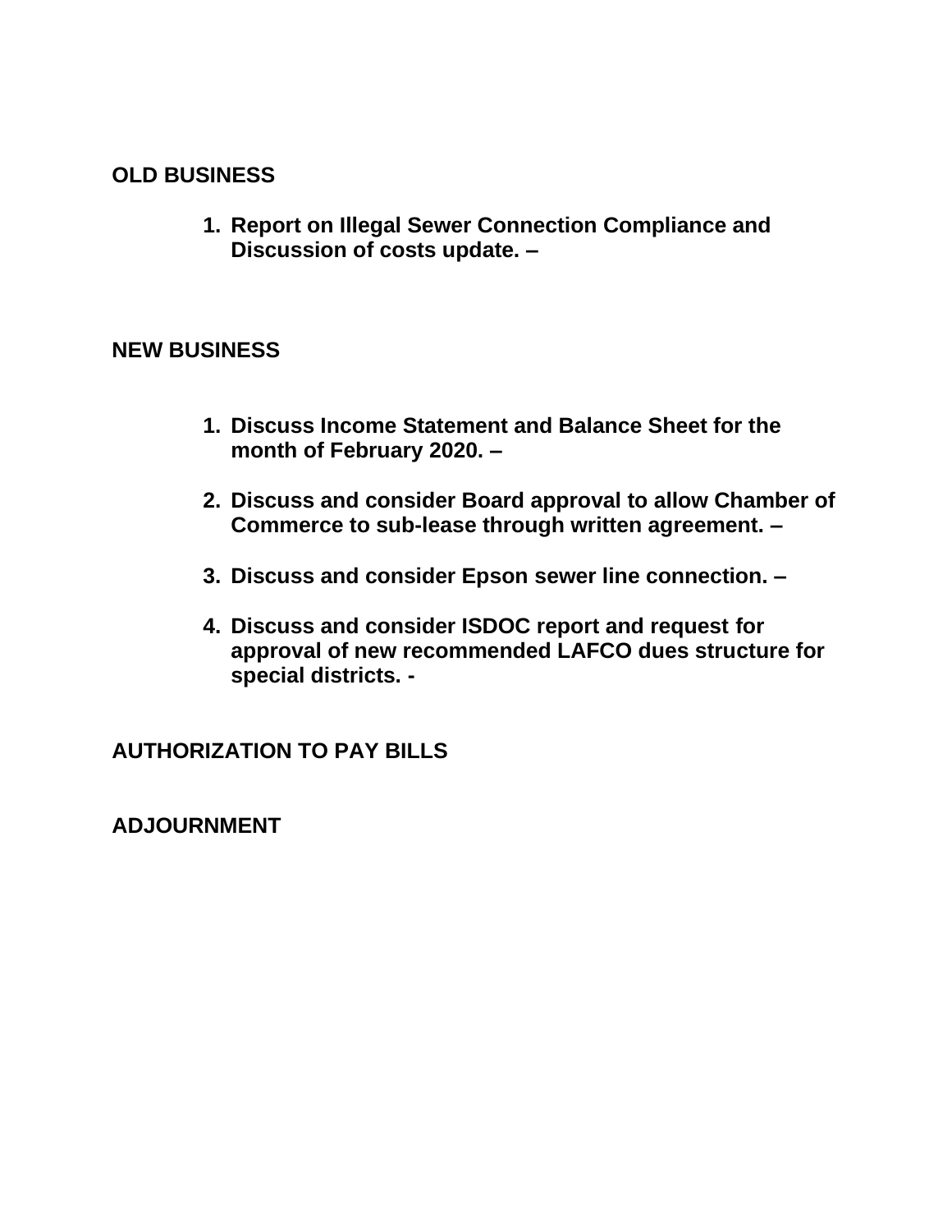## OLD BUSINESS

1. **Report on Illegal Sewer Connection Compliance and Discussion of costs update. –**

## NEW BUSINESS

1. **Discuss Income Statement and Balance Sheet for the month of February 2020. –**

2. **Discuss and consider Board approval to allow Chamber of Commerce to sub-lease through written agreement. –**

3. **Discuss and consider Epson sewer line connection. –**

4. **Discuss and consider ISDOC report and request for approval of new recommended LAFCO dues structure for special districts. -**

## AUTHORIZATION TO PAY BILLS

## ADJOURNMENT